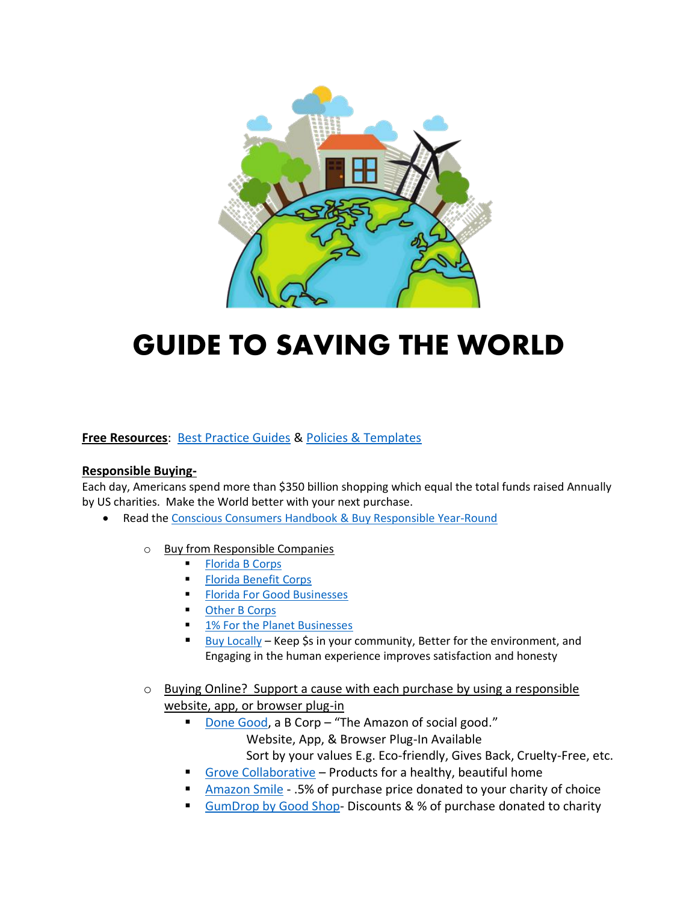# GUIDE TO SAVING THE WORLD

**Free Resources**: Best Practice Guides & Policies & Templates

**Responsible Buying-**

Each day, Americans spend more than $350 billion shopping which equal the total funds raised Annually by US charities. Make the World better with your next purchase.

- Read the Conscious Consumers Handbook & Buy Responsible Year-Round
  - Buy from Responsible Companies
    - Florida B Corps
    - Florida Benefit Corps
    - Florida For Good Businesses
    - Other B Corps
    - 1% For the Planet Businesses
    - Buy Locally – Keep $s in your community, Better for the environment, and Engaging in the human experience improves satisfaction and honesty
  - Buying Online? Support a cause with each purchase by using a responsible website, app, or browser plug-in
    - Done Good, a B Corp – "The Amazon of social good."
      Website, App, & Browser Plug-In Available
      Sort by your values E.g. Eco-friendly, Gives Back, Cruelty-Free, etc.
    - Grove Collaborative – Products for a healthy, beautiful home
    - Amazon Smile - .5% of purchase price donated to your charity of choice
    - GumDrop by Good Shop- Discounts & % of purchase donated to charity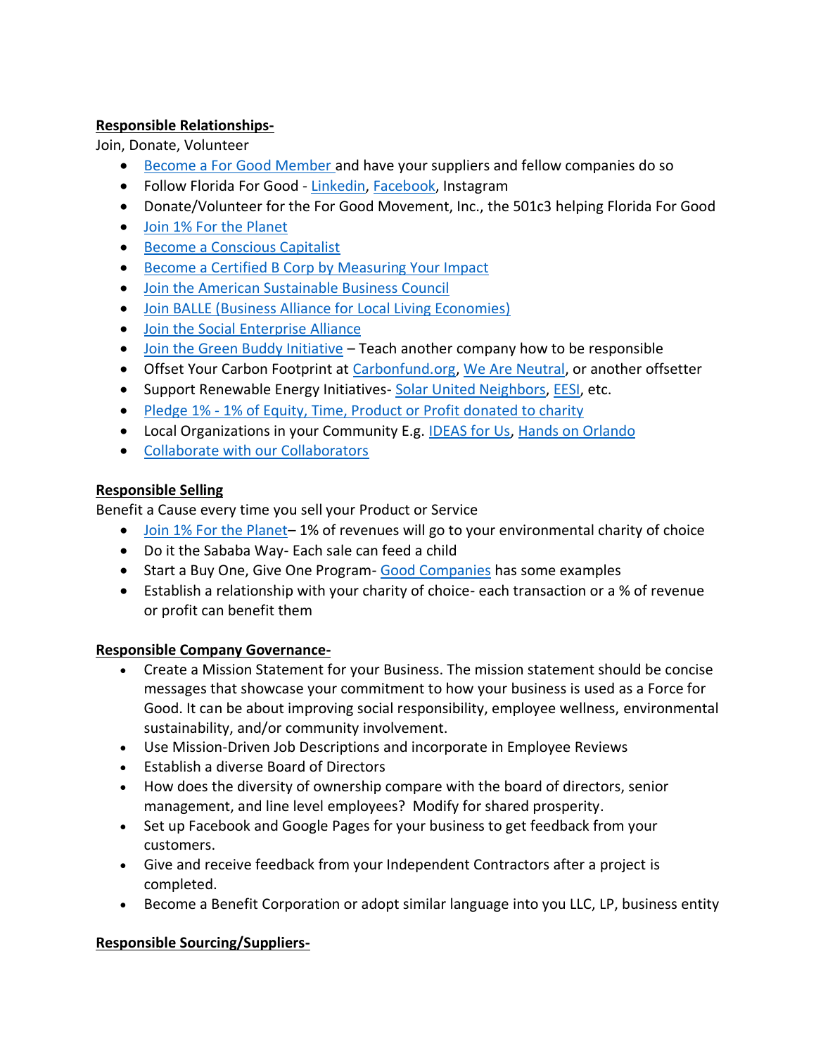**Responsible Relationships-**

Join, Donate, Volunteer

- Become a For Good Member and have your suppliers and fellow companies do so
- Follow Florida For Good - Linkedin, Facebook, Instagram
- Donate/Volunteer for the For Good Movement, Inc., the 501c3 helping Florida For Good
- Join 1% For the Planet
- Become a Conscious Capitalist
- Become a Certified B Corp by Measuring Your Impact
- Join the American Sustainable Business Council
- Join BALLE (Business Alliance for Local Living Economies)
- Join the Social Enterprise Alliance
- Join the Green Buddy Initiative – Teach another company how to be responsible
- Offset Your Carbon Footprint at Carbonfund.org, We Are Neutral, or another offsetter
- Support Renewable Energy Initiatives- Solar United Neighbors, EESI, etc.
- Pledge 1% - 1% of Equity, Time, Product or Profit donated to charity
- Local Organizations in your Community E.g. IDEAS for Us, Hands on Orlando
- Collaborate with our Collaborators

**Responsible Selling**

Benefit a Cause every time you sell your Product or Service

- Join 1% For the Planet– 1% of revenues will go to your environmental charity of choice
- Do it the Sababa Way- Each sale can feed a child
- Start a Buy One, Give One Program- Good Companies has some examples
- Establish a relationship with your charity of choice- each transaction or a % of revenue or profit can benefit them

**Responsible Company Governance-**

- Create a Mission Statement for your Business. The mission statement should be concise messages that showcase your commitment to how your business is used as a Force for Good. It can be about improving social responsibility, employee wellness, environmental sustainability, and/or community involvement.
- Use Mission-Driven Job Descriptions and incorporate in Employee Reviews
- Establish a diverse Board of Directors
- How does the diversity of ownership compare with the board of directors, senior management, and line level employees? Modify for shared prosperity.
- Set up Facebook and Google Pages for your business to get feedback from your customers.
- Give and receive feedback from your Independent Contractors after a project is completed.
- Become a Benefit Corporation or adopt similar language into you LLC, LP, business entity

**Responsible Sourcing/Suppliers-**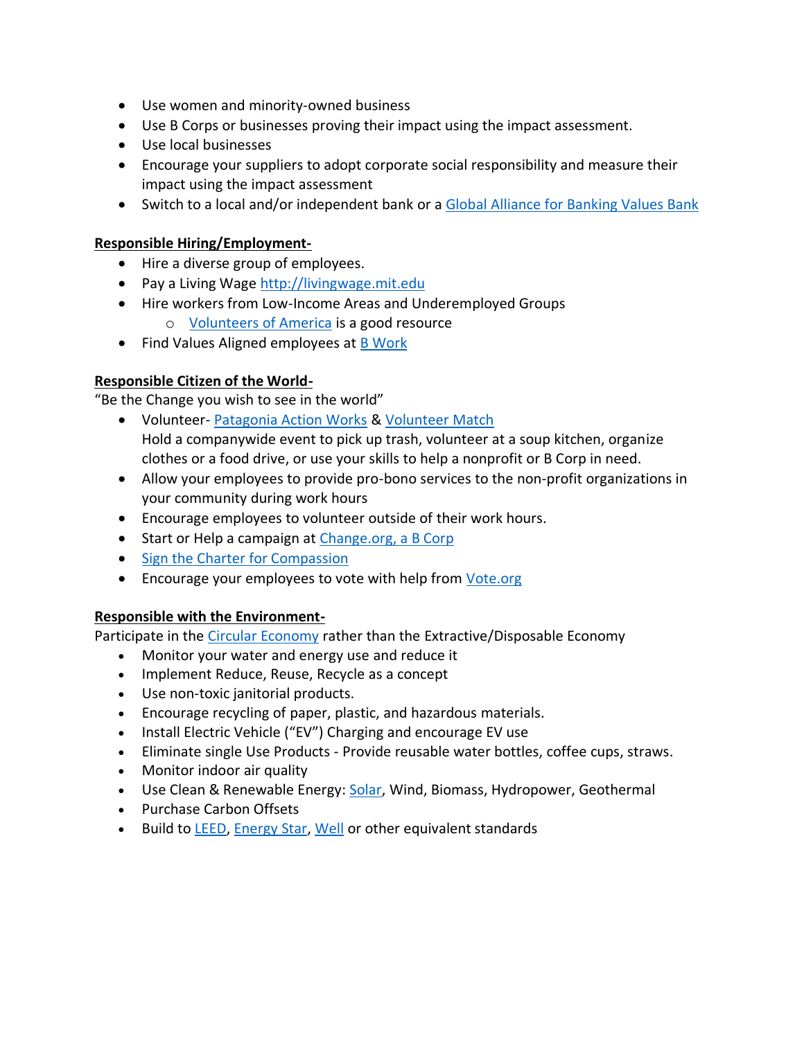- Use women and minority-owned business
- Use B Corps or businesses proving their impact using the impact assessment.
- Use local businesses
- Encourage your suppliers to adopt corporate social responsibility and measure their impact using the impact assessment
- Switch to a local and/or independent bank or a Global Alliance for Banking Values Bank

**Responsible Hiring/Employment-**

- Hire a diverse group of employees.
- Pay a Living Wage http://livingwage.mit.edu
- Hire workers from Low-Income Areas and Underemployed Groups
    - Volunteers of America is a good resource
- Find Values Aligned employees at B Work

**Responsible Citizen of the World-**

"Be the Change you wish to see in the world"

- Volunteer- Patagonia Action Works & Volunteer Match
  Hold a companywide event to pick up trash, volunteer at a soup kitchen, organize clothes or a food drive, or use your skills to help a nonprofit or B Corp in need.
- Allow your employees to provide pro-bono services to the non-profit organizations in your community during work hours
- Encourage employees to volunteer outside of their work hours.
- Start or Help a campaign at Change.org, a B Corp
- Sign the Charter for Compassion
- Encourage your employees to vote with help from Vote.org

**Responsible with the Environment-**

Participate in the Circular Economy rather than the Extractive/Disposable Economy

- Monitor your water and energy use and reduce it
- Implement Reduce, Reuse, Recycle as a concept
- Use non-toxic janitorial products.
- Encourage recycling of paper, plastic, and hazardous materials.
- Install Electric Vehicle ("EV") Charging and encourage EV use
- Eliminate single Use Products - Provide reusable water bottles, coffee cups, straws.
- Monitor indoor air quality
- Use Clean & Renewable Energy: Solar, Wind, Biomass, Hydropower, Geothermal
- Purchase Carbon Offsets
- Build to LEED, Energy Star, Well or other equivalent standards